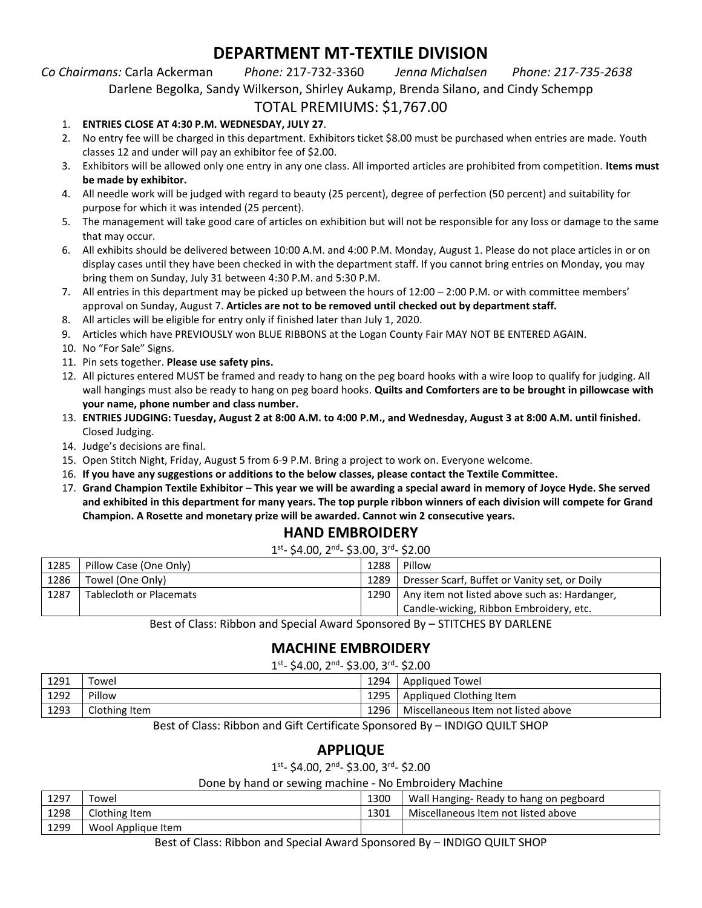# DEPARTMENT MT-TEXTILE DIVISION

*Co Chairmans:* Carla Ackerman *Phone:* 217-732-3360 *Jenna Michalsen Phone: 217-735-2638*

Darlene Begolka, Sandy Wilkerson, Shirley Aukamp, Brenda Silano, and Cindy Schempp

TOTAL PREMIUMS: $1,767.00

1. **ENTRIES CLOSE AT 4:30 P.M. WEDNESDAY, JULY 27**.
2. No entry fee will be charged in this department. Exhibitors ticket $8.00 must be purchased when entries are made. Youth classes 12 and under will pay an exhibitor fee of $2.00.
3. Exhibitors will be allowed only one entry in any one class. All imported articles are prohibited from competition. **Items must be made by exhibitor.**
4. All needle work will be judged with regard to beauty (25 percent), degree of perfection (50 percent) and suitability for purpose for which it was intended (25 percent).
5. The management will take good care of articles on exhibition but will not be responsible for any loss or damage to the same that may occur.
6. All exhibits should be delivered between 10:00 A.M. and 4:00 P.M. Monday, August 1. Please do not place articles in or on display cases until they have been checked in with the department staff. If you cannot bring entries on Monday, you may bring them on Sunday, July 31 between 4:30 P.M. and 5:30 P.M.
7. All entries in this department may be picked up between the hours of 12:00 – 2:00 P.M. or with committee members' approval on Sunday, August 7. **Articles are not to be removed until checked out by department staff.**
8. All articles will be eligible for entry only if finished later than July 1, 2020.
9. Articles which have PREVIOUSLY won BLUE RIBBONS at the Logan County Fair MAY NOT BE ENTERED AGAIN.
10. No "For Sale" Signs.
11. Pin sets together. **Please use safety pins.**
12. All pictures entered MUST be framed and ready to hang on the peg board hooks with a wire loop to qualify for judging. All wall hangings must also be ready to hang on peg board hooks. **Quilts and Comforters are to be brought in pillowcase with your name, phone number and class number.**
13. **ENTRIES JUDGING: Tuesday, August 2 at 8:00 A.M. to 4:00 P.M., and Wednesday, August 3 at 8:00 A.M. until finished.** Closed Judging.
14. Judge's decisions are final.
15. Open Stitch Night, Friday, August 5 from 6-9 P.M. Bring a project to work on. Everyone welcome.
16. **If you have any suggestions or additions to the below classes, please contact the Textile Committee.**
17. **Grand Champion Textile Exhibitor – This year we will be awarding a special award in memory of Joyce Hyde. She served and exhibited in this department for many years. The top purple ribbon winners of each division will compete for Grand Champion. A Rosette and monetary prize will be awarded. Cannot win 2 consecutive years.**

## HAND EMBROIDERY

1st- $4.00, 2nd- $3.00, 3rd- $2.00

| | | | |
|---|---|---|---|
| 1285 | Pillow Case (One Only) | 1288 | Pillow |
| 1286 | Towel (One Only) | 1289 | Dresser Scarf, Buffet or Vanity set, or Doily |
| 1287 | Tablecloth or Placemats | 1290 | Any item not listed above such as: Hardanger, Candle-wicking, Ribbon Embroidery, etc. |

Best of Class: Ribbon and Special Award Sponsored By – STITCHES BY DARLENE

## MACHINE EMBROIDERY

1st- $4.00, 2nd- $3.00, 3rd- $2.00

| | | | |
|---|---|---|---|
| 1291 | Towel | 1294 | Appliqued Towel |
| 1292 | Pillow | 1295 | Appliqued Clothing Item |
| 1293 | Clothing Item | 1296 | Miscellaneous Item not listed above |

Best of Class: Ribbon and Gift Certificate Sponsored By – INDIGO QUILT SHOP

## APPLIQUE

1st- $4.00, 2nd- $3.00, 3rd- $2.00

Done by hand or sewing machine - No Embroidery Machine

| | | | |
|---|---|---|---|
| 1297 | Towel | 1300 | Wall Hanging- Ready to hang on pegboard |
| 1298 | Clothing Item | 1301 | Miscellaneous Item not listed above |
| 1299 | Wool Applique Item | | |

Best of Class: Ribbon and Special Award Sponsored By – INDIGO QUILT SHOP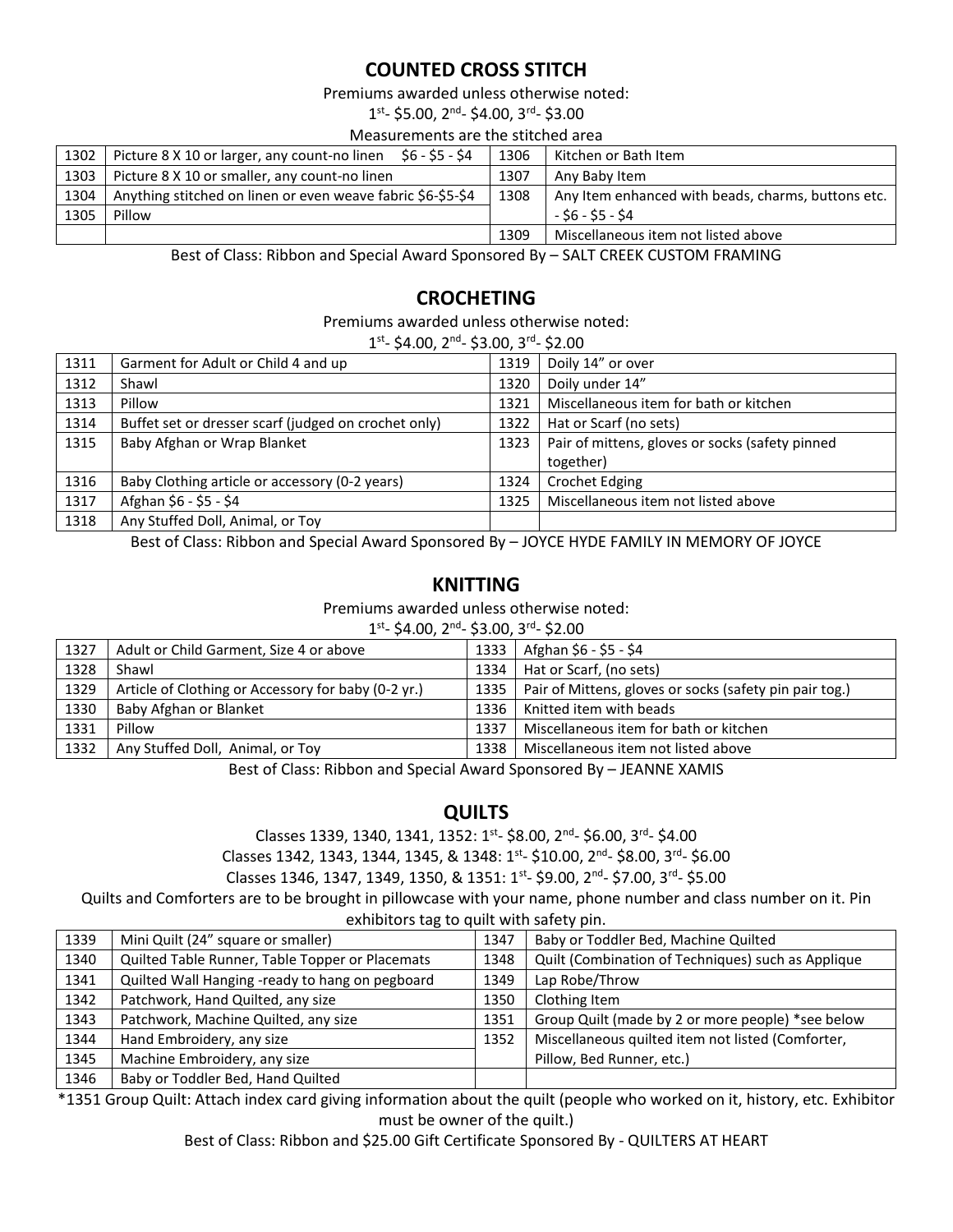## COUNTED CROSS STITCH

Premiums awarded unless otherwise noted:

1st- $5.00, 2nd- $4.00, 3rd- $3.00

Measurements are the stitched area

| | | | |
|---|---|---|---|
| 1302 | Picture 8 X 10 or larger, any count-no linen $6 - $5 - $4 | 1306 | Kitchen or Bath Item |
| 1303 | Picture 8 X 10 or smaller, any count-no linen | 1307 | Any Baby Item |
| 1304 | Anything stitched on linen or even weave fabric $6-$5-$4 | 1308 | Any Item enhanced with beads, charms, buttons etc. - $6 - $5 - $4 |
| 1305 | Pillow | | |
| | | 1309 | Miscellaneous item not listed above |

Best of Class: Ribbon and Special Award Sponsored By – SALT CREEK CUSTOM FRAMING

## CROCHETING

Premiums awarded unless otherwise noted:

1st- $4.00, 2nd- $3.00, 3rd- $2.00

| | | | |
|---|---|---|---|
| 1311 | Garment for Adult or Child 4 and up | 1319 | Doily 14" or over |
| 1312 | Shawl | 1320 | Doily under 14" |
| 1313 | Pillow | 1321 | Miscellaneous item for bath or kitchen |
| 1314 | Buffet set or dresser scarf (judged on crochet only) | 1322 | Hat or Scarf (no sets) |
| 1315 | Baby Afghan or Wrap Blanket | 1323 | Pair of mittens, gloves or socks (safety pinned together) |
| 1316 | Baby Clothing article or accessory (0-2 years) | 1324 | Crochet Edging |
| 1317 | Afghan $6 - $5 - $4 | 1325 | Miscellaneous item not listed above |
| 1318 | Any Stuffed Doll, Animal, or Toy | | |

Best of Class: Ribbon and Special Award Sponsored By – JOYCE HYDE FAMILY IN MEMORY OF JOYCE

## KNITTING

Premiums awarded unless otherwise noted:

1st- $4.00, 2nd- $3.00, 3rd- $2.00

| | | | |
|---|---|---|---|
| 1327 | Adult or Child Garment, Size 4 or above | 1333 | Afghan $6 - $5 - $4 |
| 1328 | Shawl | 1334 | Hat or Scarf, (no sets) |
| 1329 | Article of Clothing or Accessory for baby (0-2 yr.) | 1335 | Pair of Mittens, gloves or socks (safety pin pair tog.) |
| 1330 | Baby Afghan or Blanket | 1336 | Knitted item with beads |
| 1331 | Pillow | 1337 | Miscellaneous item for bath or kitchen |
| 1332 | Any Stuffed Doll, Animal, or Toy | 1338 | Miscellaneous item not listed above |

Best of Class: Ribbon and Special Award Sponsored By – JEANNE XAMIS

## QUILTS

Classes 1339, 1340, 1341, 1352: 1st- $8.00, 2nd- $6.00, 3rd- $4.00

Classes 1342, 1343, 1344, 1345, & 1348: 1st- $10.00, 2nd- $8.00, 3rd- $6.00

Classes 1346, 1347, 1349, 1350, & 1351: 1st- $9.00, 2nd- $7.00, 3rd- $5.00

Quilts and Comforters are to be brought in pillowcase with your name, phone number and class number on it. Pin exhibitors tag to quilt with safety pin.

| | | | |
|---|---|---|---|
| 1339 | Mini Quilt (24" square or smaller) | 1347 | Baby or Toddler Bed, Machine Quilted |
| 1340 | Quilted Table Runner, Table Topper or Placemats | 1348 | Quilt (Combination of Techniques) such as Applique |
| 1341 | Quilted Wall Hanging -ready to hang on pegboard | 1349 | Lap Robe/Throw |
| 1342 | Patchwork, Hand Quilted, any size | 1350 | Clothing Item |
| 1343 | Patchwork, Machine Quilted, any size | 1351 | Group Quilt (made by 2 or more people) *see below |
| 1344 | Hand Embroidery, any size | 1352 | Miscellaneous quilted item not listed (Comforter, Pillow, Bed Runner, etc.) |
| 1345 | Machine Embroidery, any size | | |
| 1346 | Baby or Toddler Bed, Hand Quilted | | |

*1351 Group Quilt: Attach index card giving information about the quilt (people who worked on it, history, etc. Exhibitor must be owner of the quilt.)

Best of Class: Ribbon and $25.00 Gift Certificate Sponsored By - QUILTERS AT HEART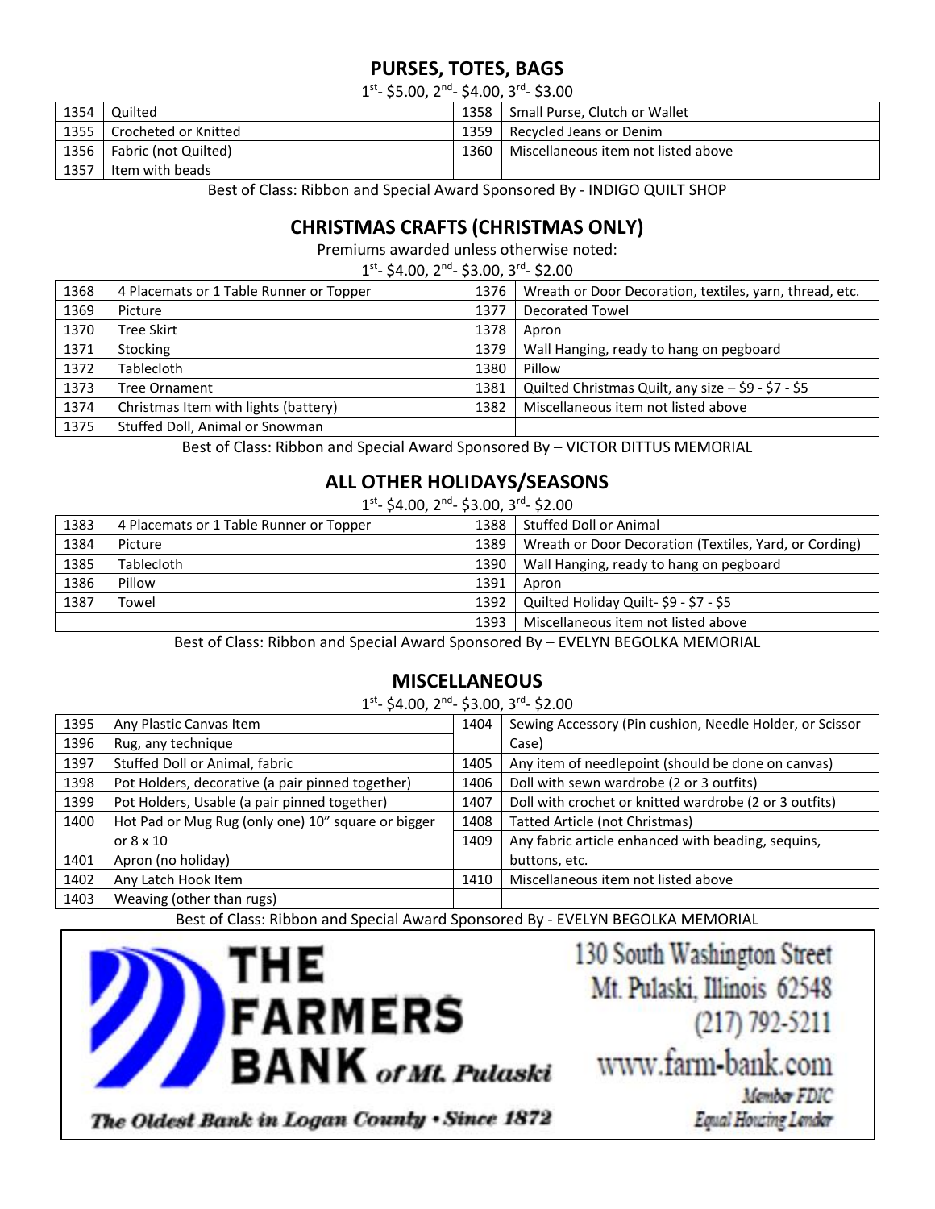## PURSES, TOTES, BAGS

1st- $5.00, 2nd- $4.00, 3rd- $3.00

| | | | |
|---|---|---|---|
| 1354 | Quilted | 1358 | Small Purse, Clutch or Wallet |
| 1355 | Crocheted or Knitted | 1359 | Recycled Jeans or Denim |
| 1356 | Fabric (not Quilted) | 1360 | Miscellaneous item not listed above |
| 1357 | Item with beads | | |

Best of Class: Ribbon and Special Award Sponsored By - INDIGO QUILT SHOP

## CHRISTMAS CRAFTS (CHRISTMAS ONLY)

Premiums awarded unless otherwise noted:

1st- $4.00, 2nd- $3.00, 3rd- $2.00

| | | | |
|---|---|---|---|
| 1368 | 4 Placemats or 1 Table Runner or Topper | 1376 | Wreath or Door Decoration, textiles, yarn, thread, etc. |
| 1369 | Picture | 1377 | Decorated Towel |
| 1370 | Tree Skirt | 1378 | Apron |
| 1371 | Stocking | 1379 | Wall Hanging, ready to hang on pegboard |
| 1372 | Tablecloth | 1380 | Pillow |
| 1373 | Tree Ornament | 1381 | Quilted Christmas Quilt, any size – $9 - $7 - $5 |
| 1374 | Christmas Item with lights (battery) | 1382 | Miscellaneous item not listed above |
| 1375 | Stuffed Doll, Animal or Snowman | | |

Best of Class: Ribbon and Special Award Sponsored By – VICTOR DITTUS MEMORIAL

## ALL OTHER HOLIDAYS/SEASONS

1st- $4.00, 2nd- $3.00, 3rd- $2.00

| | | | |
|---|---|---|---|
| 1383 | 4 Placemats or 1 Table Runner or Topper | 1388 | Stuffed Doll or Animal |
| 1384 | Picture | 1389 | Wreath or Door Decoration (Textiles, Yard, or Cording) |
| 1385 | Tablecloth | 1390 | Wall Hanging, ready to hang on pegboard |
| 1386 | Pillow | 1391 | Apron |
| 1387 | Towel | 1392 | Quilted Holiday Quilt- $9 - $7 - $5 |
| | | 1393 | Miscellaneous item not listed above |

Best of Class: Ribbon and Special Award Sponsored By – EVELYN BEGOLKA MEMORIAL

## MISCELLANEOUS

1st- $4.00, 2nd- $3.00, 3rd- $2.00

| | | | |
|---|---|---|---|
| 1395 | Any Plastic Canvas Item | 1404 | Sewing Accessory (Pin cushion, Needle Holder, or Scissor Case) |
| 1396 | Rug, any technique | | |
| 1397 | Stuffed Doll or Animal, fabric | 1405 | Any item of needlepoint (should be done on canvas) |
| 1398 | Pot Holders, decorative (a pair pinned together) | 1406 | Doll with sewn wardrobe (2 or 3 outfits) |
| 1399 | Pot Holders, Usable (a pair pinned together) | 1407 | Doll with crochet or knitted wardrobe (2 or 3 outfits) |
| 1400 | Hot Pad or Mug Rug (only one) 10" square or bigger or 8 x 10 | 1408 | Tatted Article (not Christmas) |
| | | 1409 | Any fabric article enhanced with beading, sequins, buttons, etc. |
| 1401 | Apron (no holiday) | | |
| 1402 | Any Latch Hook Item | 1410 | Miscellaneous item not listed above |
| 1403 | Weaving (other than rugs) | | |

Best of Class: Ribbon and Special Award Sponsored By - EVELYN BEGOLKA MEMORIAL

**THE FARMERS BANK** *of Mt. Pulaski*

*The Oldest Bank in Logan County • Since 1872*

130 South Washington Street
Mt. Pulaski, Illinois 62548
(217) 792-5211
www.farm-bank.com
Member FDIC
Equal Housing Lender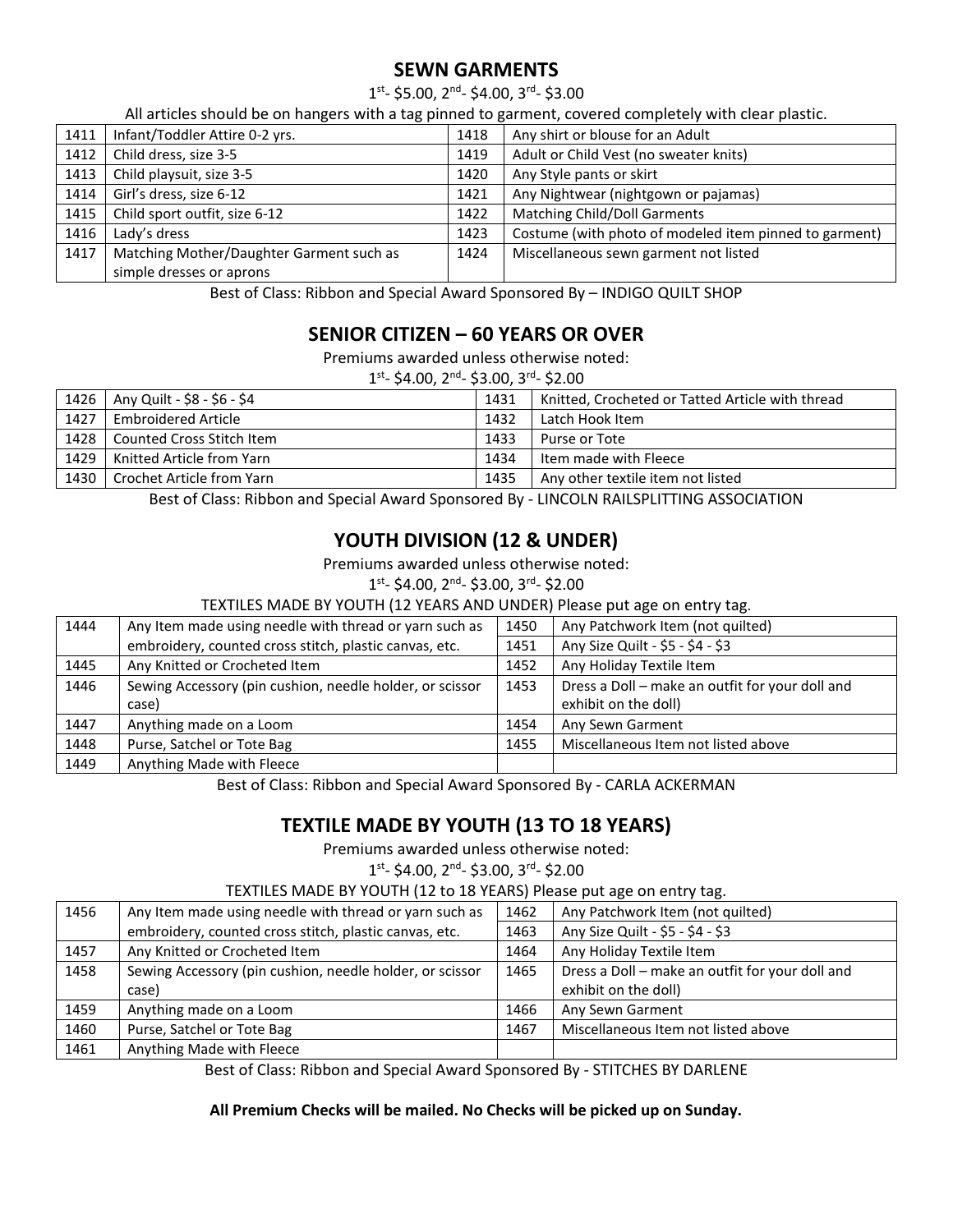## SEWN GARMENTS

1st- $5.00, 2nd- $4.00, 3rd- $3.00

All articles should be on hangers with a tag pinned to garment, covered completely with clear plastic.

| | | | |
|---|---|---|---|
| 1411 | Infant/Toddler Attire 0-2 yrs. | 1418 | Any shirt or blouse for an Adult |
| 1412 | Child dress, size 3-5 | 1419 | Adult or Child Vest (no sweater knits) |
| 1413 | Child playsuit, size 3-5 | 1420 | Any Style pants or skirt |
| 1414 | Girl's dress, size 6-12 | 1421 | Any Nightwear (nightgown or pajamas) |
| 1415 | Child sport outfit, size 6-12 | 1422 | Matching Child/Doll Garments |
| 1416 | Lady's dress | 1423 | Costume (with photo of modeled item pinned to garment) |
| 1417 | Matching Mother/Daughter Garment such as simple dresses or aprons | 1424 | Miscellaneous sewn garment not listed |

Best of Class: Ribbon and Special Award Sponsored By – INDIGO QUILT SHOP

## SENIOR CITIZEN – 60 YEARS OR OVER

Premiums awarded unless otherwise noted:

1st- $4.00, 2nd- $3.00, 3rd- $2.00

| | | | |
|---|---|---|---|
| 1426 | Any Quilt - $8 - $6 - $4 | 1431 | Knitted, Crocheted or Tatted Article with thread |
| 1427 | Embroidered Article | 1432 | Latch Hook Item |
| 1428 | Counted Cross Stitch Item | 1433 | Purse or Tote |
| 1429 | Knitted Article from Yarn | 1434 | Item made with Fleece |
| 1430 | Crochet Article from Yarn | 1435 | Any other textile item not listed |

Best of Class: Ribbon and Special Award Sponsored By - LINCOLN RAILSPLITTING ASSOCIATION

## YOUTH DIVISION (12 & UNDER)

Premiums awarded unless otherwise noted:

1st- $4.00, 2nd- $3.00, 3rd- $2.00

TEXTILES MADE BY YOUTH (12 YEARS AND UNDER) Please put age on entry tag.

| | | | |
|---|---|---|---|
| 1444 | Any Item made using needle with thread or yarn such as embroidery, counted cross stitch, plastic canvas, etc. | 1450 | Any Patchwork Item (not quilted) |
| | | 1451 | Any Size Quilt - $5 - $4 - $3 |
| 1445 | Any Knitted or Crocheted Item | 1452 | Any Holiday Textile Item |
| 1446 | Sewing Accessory (pin cushion, needle holder, or scissor case) | 1453 | Dress a Doll – make an outfit for your doll and exhibit on the doll) |
| 1447 | Anything made on a Loom | 1454 | Any Sewn Garment |
| 1448 | Purse, Satchel or Tote Bag | 1455 | Miscellaneous Item not listed above |
| 1449 | Anything Made with Fleece | | |

Best of Class: Ribbon and Special Award Sponsored By - CARLA ACKERMAN

## TEXTILE MADE BY YOUTH (13 TO 18 YEARS)

Premiums awarded unless otherwise noted:

1st- $4.00, 2nd- $3.00, 3rd- $2.00

TEXTILES MADE BY YOUTH (12 to 18 YEARS) Please put age on entry tag.

| | | | |
|---|---|---|---|
| 1456 | Any Item made using needle with thread or yarn such as embroidery, counted cross stitch, plastic canvas, etc. | 1462 | Any Patchwork Item (not quilted) |
| | | 1463 | Any Size Quilt - $5 - $4 - $3 |
| 1457 | Any Knitted or Crocheted Item | 1464 | Any Holiday Textile Item |
| 1458 | Sewing Accessory (pin cushion, needle holder, or scissor case) | 1465 | Dress a Doll – make an outfit for your doll and exhibit on the doll) |
| 1459 | Anything made on a Loom | 1466 | Any Sewn Garment |
| 1460 | Purse, Satchel or Tote Bag | 1467 | Miscellaneous Item not listed above |
| 1461 | Anything Made with Fleece | | |

Best of Class: Ribbon and Special Award Sponsored By - STITCHES BY DARLENE

**All Premium Checks will be mailed. No Checks will be picked up on Sunday.**